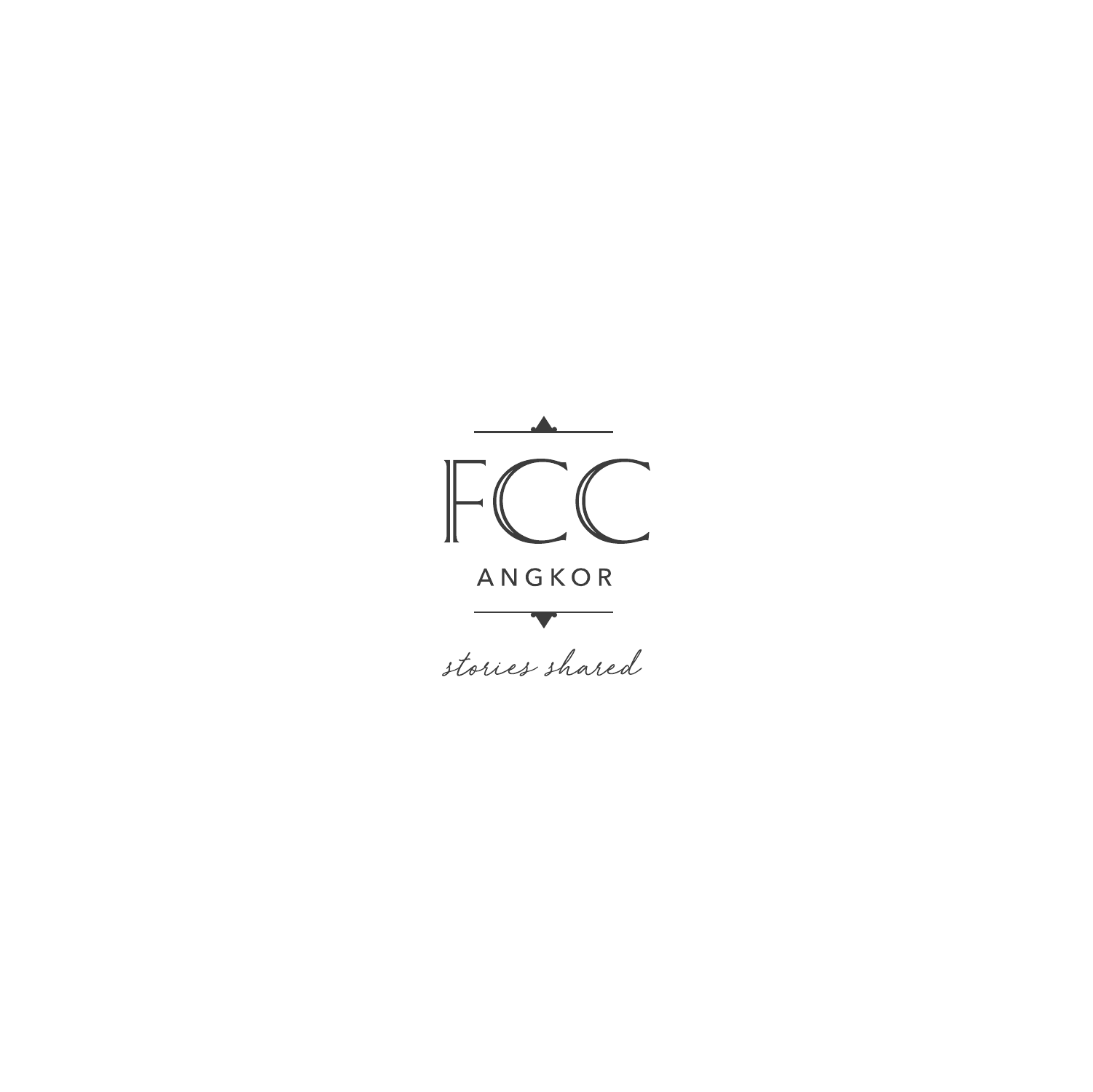# FCC

ANGKOR

*stories shared*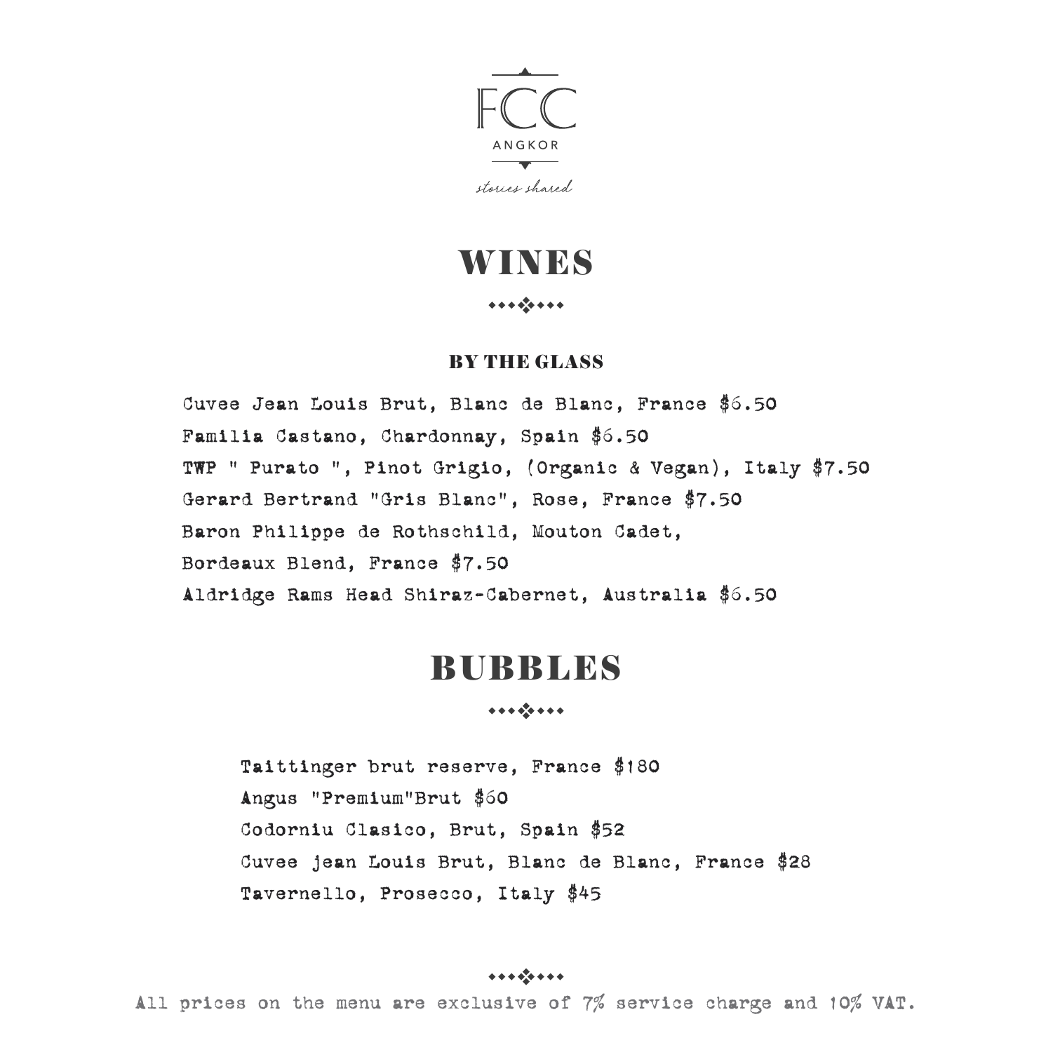FCC

ANGKOR

*stories shared*

# WINES

### BY THE GLASS

Cuvee Jean Louis Brut, Blanc de Blanc, France $6.50

Familia Castano, Chardonnay, Spain $6.50

TWP " Purato ", Pinot Grigio, (Organic & Vegan), Italy $7.50

Gerard Bertrand "Gris Blanc", Rose, France $7.50

Baron Philippe de Rothschild, Mouton Cadet,

Bordeaux Blend, France $7.50

Aldridge Rams Head Shiraz-Cabernet, Australia $6.50

# BUBBLES

Taittinger brut reserve, France $180

Angus "Premium"Brut $60

Codorniu Clasico, Brut, Spain $52

Cuvee jean Louis Brut, Blanc de Blanc, France $28

Tavernello, Prosecco, Italy $45

All prices on the menu are exclusive of 7% service charge and 10% VAT.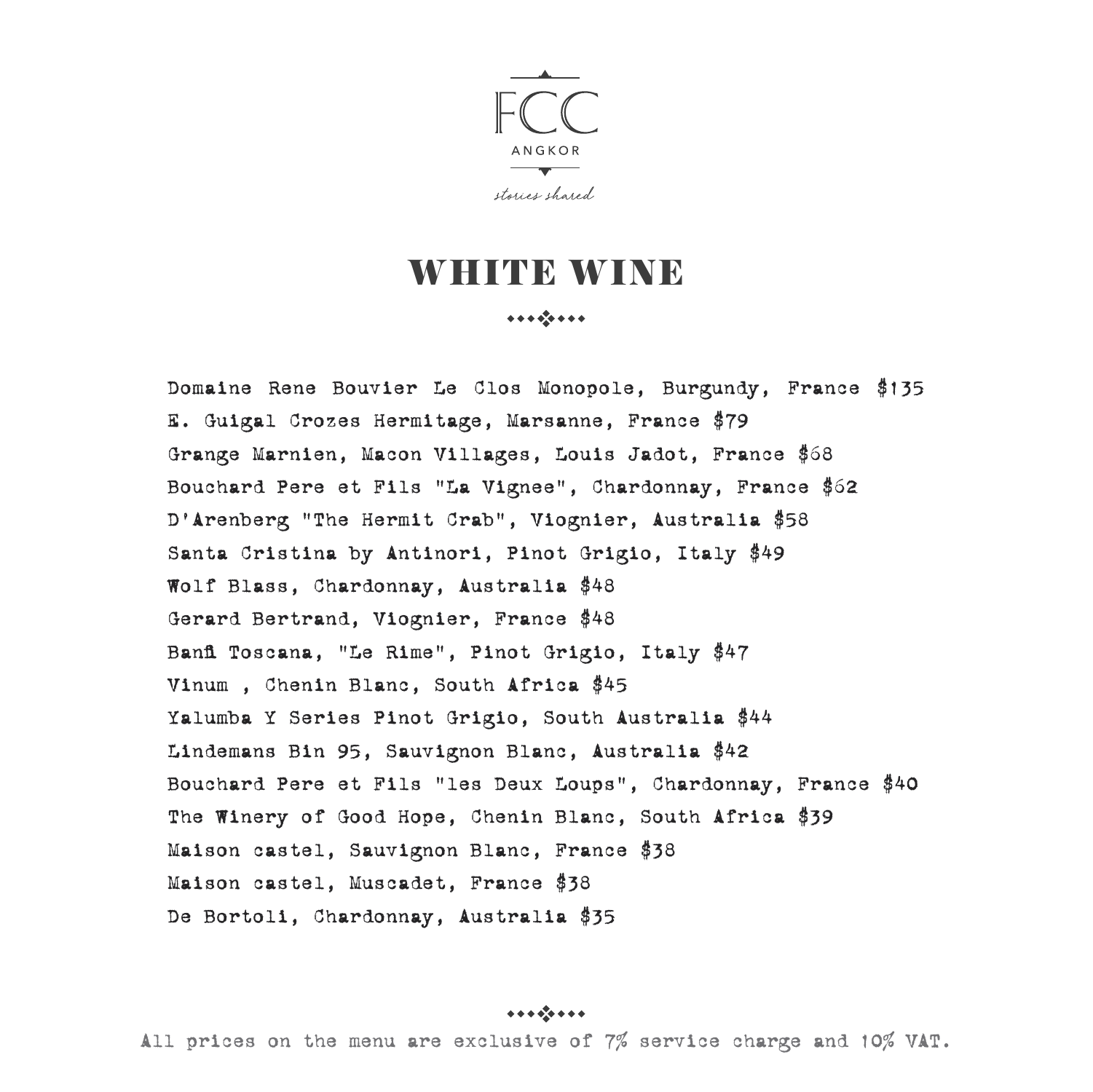FCC

ANGKOR

*stories shared*

# WHITE WINE

Domaine Rene Bouvier Le Clos Monopole, Burgundy, France $135

E. Guigal Crozes Hermitage, Marsanne, France $79

Grange Marnien, Macon Villages, Louis Jadot, France $68

Bouchard Pere et Fils "La Vignee", Chardonnay, France $62

D'Arenberg "The Hermit Crab", Viognier, Australia $58

Santa Cristina by Antinori, Pinot Grigio, Italy $49

Wolf Blass, Chardonnay, Australia $48

Gerard Bertrand, Viognier, France $48

Banfi Toscana, "Le Rime", Pinot Grigio, Italy $47

Vinum , Chenin Blanc, South Africa $45

Yalumba Y Series Pinot Grigio, South Australia $44

Lindemans Bin 95, Sauvignon Blanc, Australia $42

Bouchard Pere et Fils "les Deux Loups", Chardonnay, France $40

The Winery of Good Hope, Chenin Blanc, South Africa $39

Maison castel, Sauvignon Blanc, France $38

Maison castel, Muscadet, France $38

De Bortoli, Chardonnay, Australia $35

All prices on the menu are exclusive of 7% service charge and 10% VAT.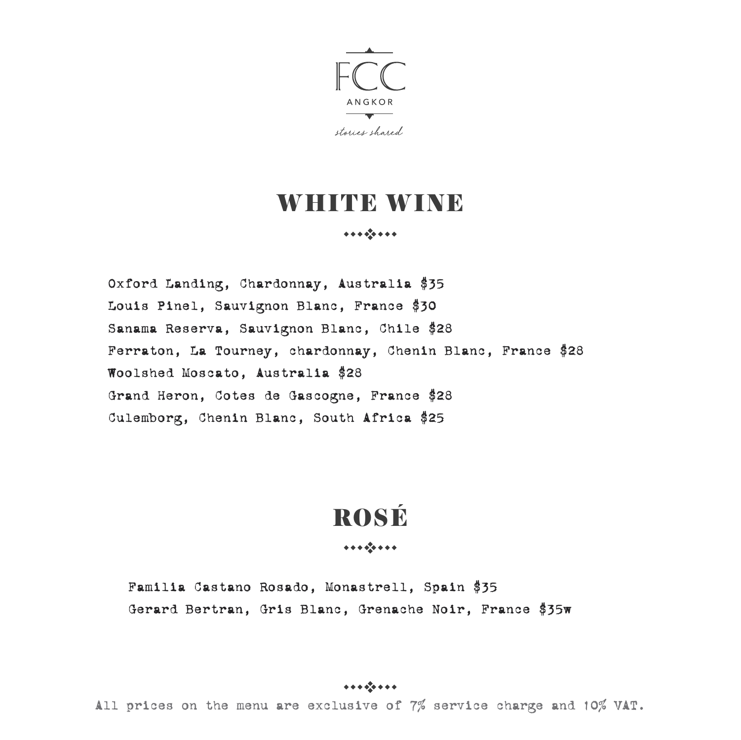FCC

ANGKOR

*stories shared*

# WHITE WINE

Oxford Landing, Chardonnay, Australia $35

Louis Pinel, Sauvignon Blanc, France $30

Sanama Reserva, Sauvignon Blanc, Chile $28

Ferraton, La Tourney, chardonnay, Chenin Blanc, France $28

Woolshed Moscato, Australia $28

Grand Heron, Cotes de Gascogne, France $28

Culemborg, Chenin Blanc, South Africa $25

# ROSÉ

Familia Castano Rosado, Monastrell, Spain $35

Gerard Bertran, Gris Blanc, Grenache Noir, France $35w

All prices on the menu are exclusive of 7% service charge and 10% VAT.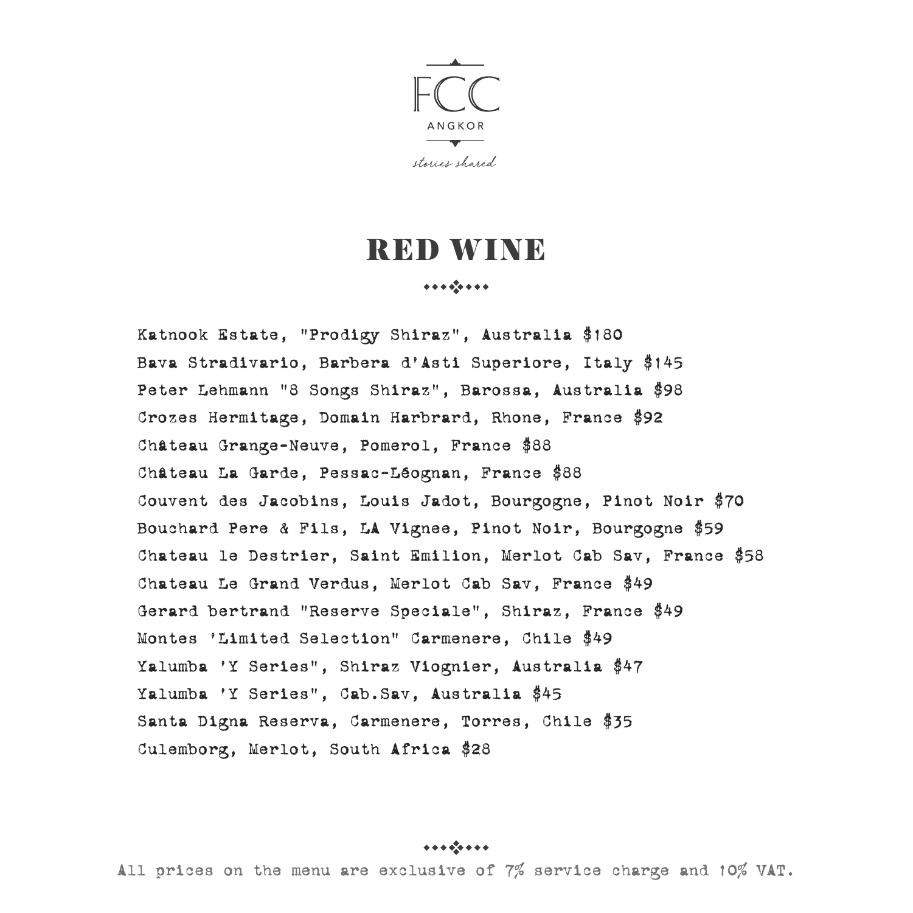FCC

ANGKOR

*stories shared*

# RED WINE

Katnook Estate, "Prodigy Shiraz", Australia $180

Bava Stradivario, Barbera d'Asti Superiore, Italy $145

Peter Lehmann "8 Songs Shiraz", Barossa, Australia $98

Crozes Hermitage, Domain Harbrard, Rhone, France $92

Château Grange-Neuve, Pomerol, France $88

Château La Garde, Pessac-Léognan, France $88

Couvent des Jacobins, Louis Jadot, Bourgogne, Pinot Noir $70

Bouchard Pere & Fils, LA Vignee, Pinot Noir, Bourgogne $59

Chateau le Destrier, Saint Emilion, Merlot Cab Sav, France $58

Chateau Le Grand Verdus, Merlot Cab Sav, France $49

Gerard bertrand "Reserve Speciale", Shiraz, France $49

Montes 'Limited Selection" Carmenere, Chile $49

Yalumba 'Y Series", Shiraz Viognier, Australia $47

Yalumba 'Y Series", Cab.Sav, Australia $45

Santa Digna Reserva, Carmenere, Torres, Chile $35

Culemborg, Merlot, South Africa $28

All prices on the menu are exclusive of 7% service charge and 10% VAT.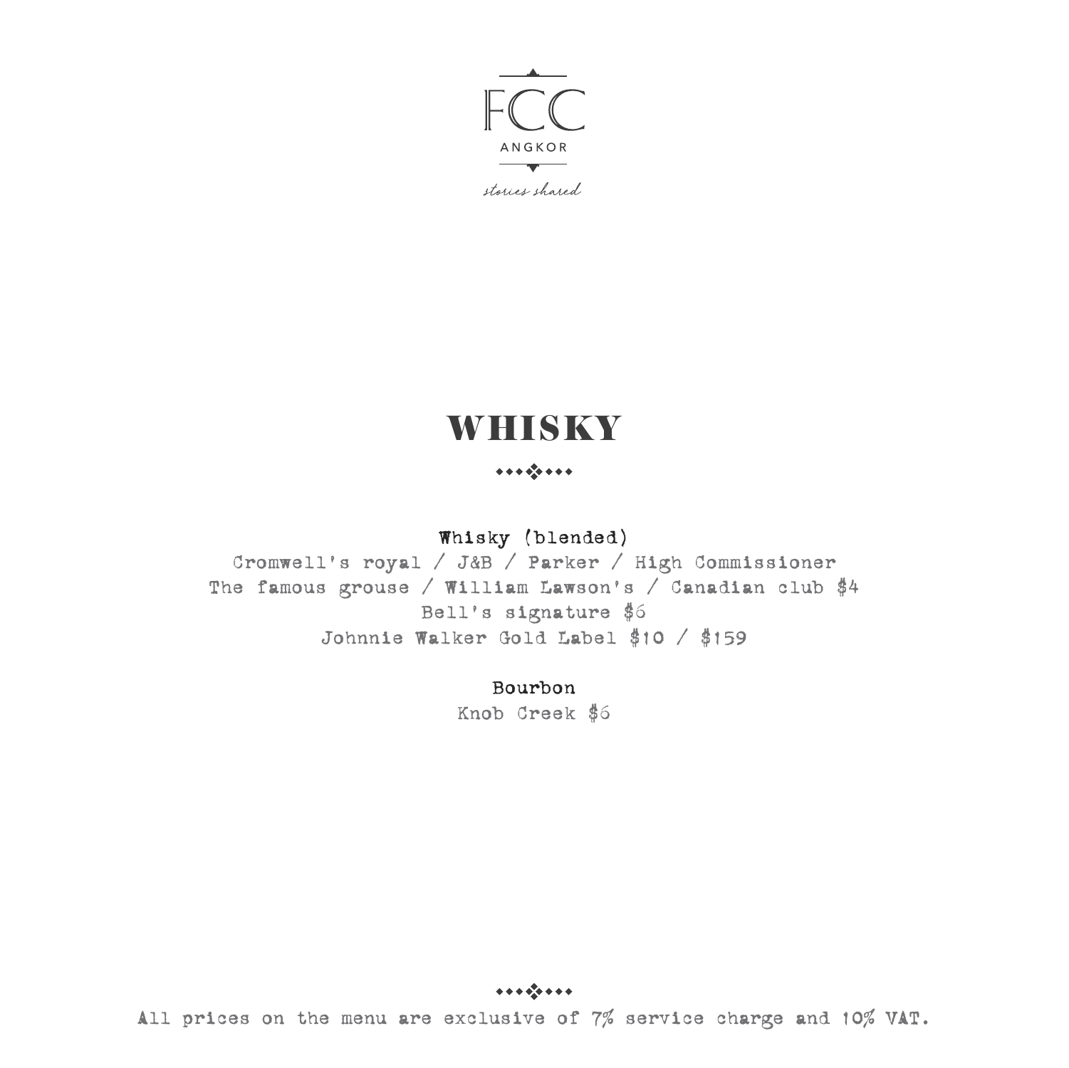FCC

ANGKOR

*stories shared*

# WHISKY

**Whisky (blended)**

Cromwell's royal / J&B / Parker / High Commissioner
The famous grouse / William Lawson's / Canadian club $4
Bell's signature $6
Johnnie Walker Gold Label $10 / $159

**Bourbon**

Knob Creek $6

All prices on the menu are exclusive of 7% service charge and 10% VAT.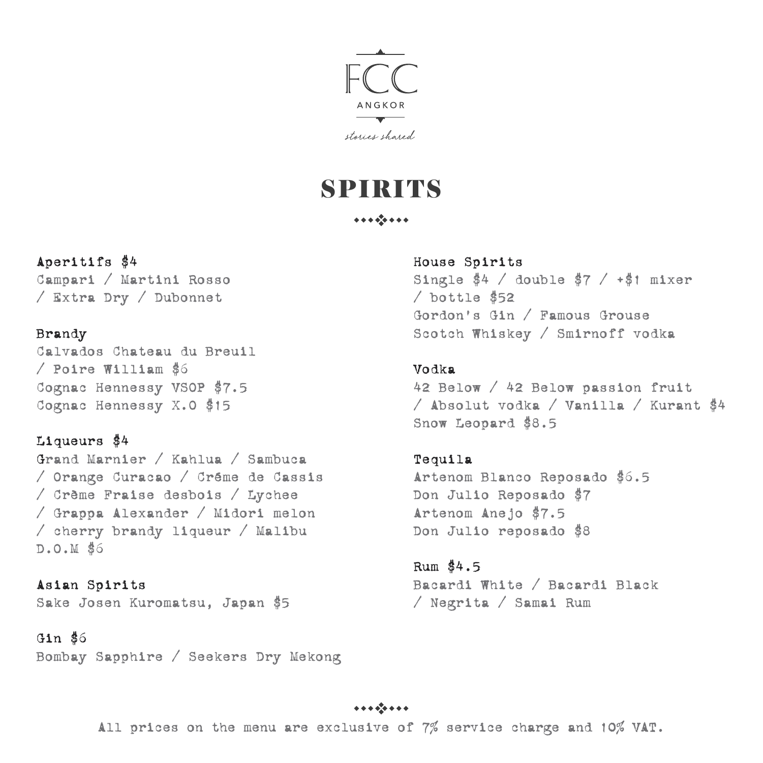FCC

ANGKOR

*stories shared*

# SPIRITS

**Aperitifs $4**
Campari / Martini Rosso / Extra Dry / Dubonnet

**Brandy**
Calvados Chateau du Breuil / Poire William $6
Cognac Hennessy VSOP $7.5
Cognac Hennessy X.O $15

**Liqueurs $4**
Grand Marnier / Kahlua / Sambuca / Orange Curacao / Créme de Cassis / Crème Fraise desbois / Lychee / Grappa Alexander / Midori melon / cherry brandy liqueur / Malibu
D.O.M $6

**Asian Spirits**
Sake Josen Kuromatsu, Japan $5

**Gin $6**
Bombay Sapphire / Seekers Dry Mekong

**House Spirits**
Single $4 / double $7 / +$1 mixer / bottle $52
Gordon's Gin / Famous Grouse Scotch Whiskey / Smirnoff vodka

**Vodka**
42 Below / 42 Below passion fruit / Absolut vodka / Vanilla / Kurant $4
Snow Leopard $8.5

**Tequila**
Artenom Blanco Reposado $6.5
Don Julio Reposado $7
Artenom Anejo $7.5
Don Julio reposado $8

**Rum $4.5**
Bacardi White / Bacardi Black / Negrita / Samai Rum

All prices on the menu are exclusive of 7% service charge and 10% VAT.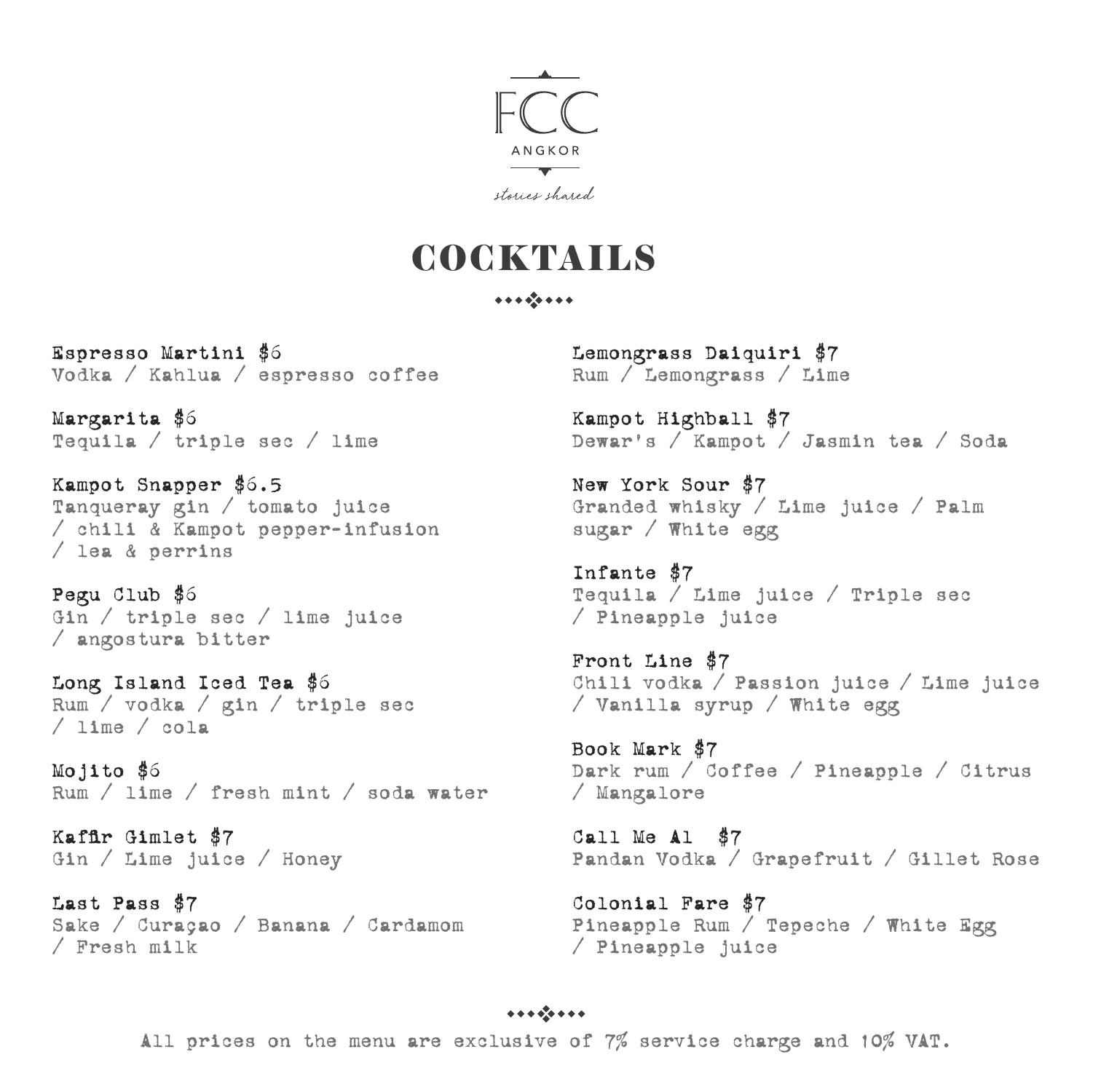FCC

ANGKOR

*stories shared*

# COCKTAILS

**Espresso Martini $6**
Vodka / Kahlua / espresso coffee

**Margarita $6**
Tequila / triple sec / lime

**Kampot Snapper $6.5**
Tanqueray gin / tomato juice / chili & Kampot pepper-infusion / lea & perrins

**Pegu Club $6**
Gin / triple sec / lime juice / angostura bitter

**Long Island Iced Tea $6**
Rum / vodka / gin / triple sec / lime / cola

**Mojito $6**
Rum / lime / fresh mint / soda water

**Kaffir Gimlet $7**
Gin / Lime juice / Honey

**Last Pass $7**
Sake / Curaçao / Banana / Cardamom / Fresh milk

**Lemongrass Daiquiri $7**
Rum / Lemongrass / Lime

**Kampot Highball $7**
Dewar's / Kampot / Jasmin tea / Soda

**New York Sour $7**
Granded whisky / Lime juice / Palm sugar / White egg

**Infante $7**
Tequila / Lime juice / Triple sec / Pineapple juice

**Front Line $7**
Chili vodka / Passion juice / Lime juice / Vanilla syrup / White egg

**Book Mark $7**
Dark rum / Coffee / Pineapple / Citrus / Mangalore

**Call Me Al $7**
Pandan Vodka / Grapefruit / Gillet Rose

**Colonial Fare $7**
Pineapple Rum / Tepeche / White Egg / Pineapple juice

All prices on the menu are exclusive of 7% service charge and 10% VAT.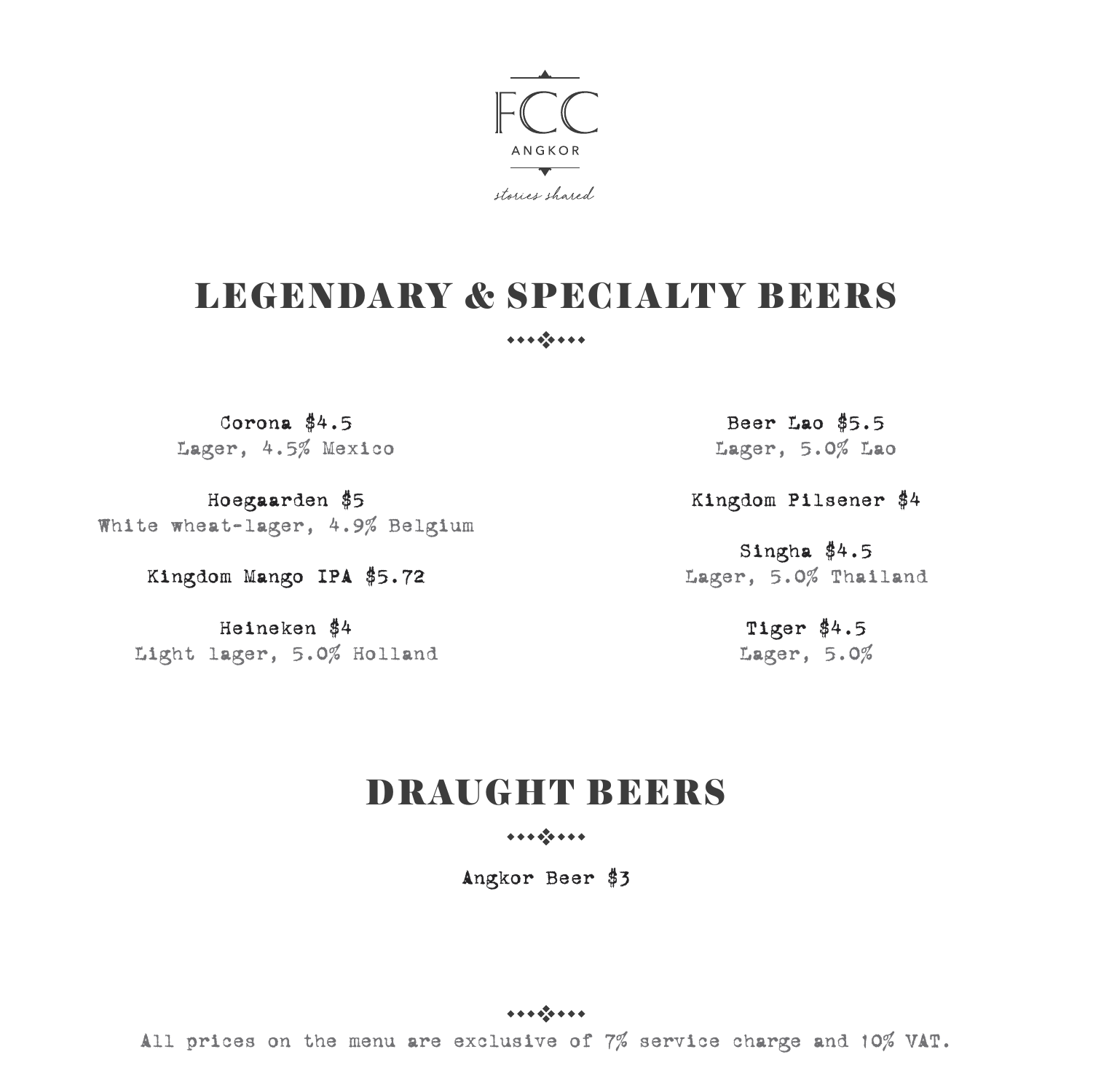FCC

ANGKOR

*stories shared*

# LEGENDARY & SPECIALTY BEERS

**Corona $4.5**
Lager, 4.5% Mexico

**Hoegaarden $5**
White wheat-lager, 4.9% Belgium

**Kingdom Mango IPA $5.72**

**Heineken $4**
Light lager, 5.0% Holland

**Beer Lao $5.5**
Lager, 5.0% Lao

**Kingdom Pilsener $4**

**Singha $4.5**
Lager, 5.0% Thailand

**Tiger $4.5**
Lager, 5.0%

# DRAUGHT BEERS

**Angkor Beer $3**

All prices on the menu are exclusive of 7% service charge and 10% VAT.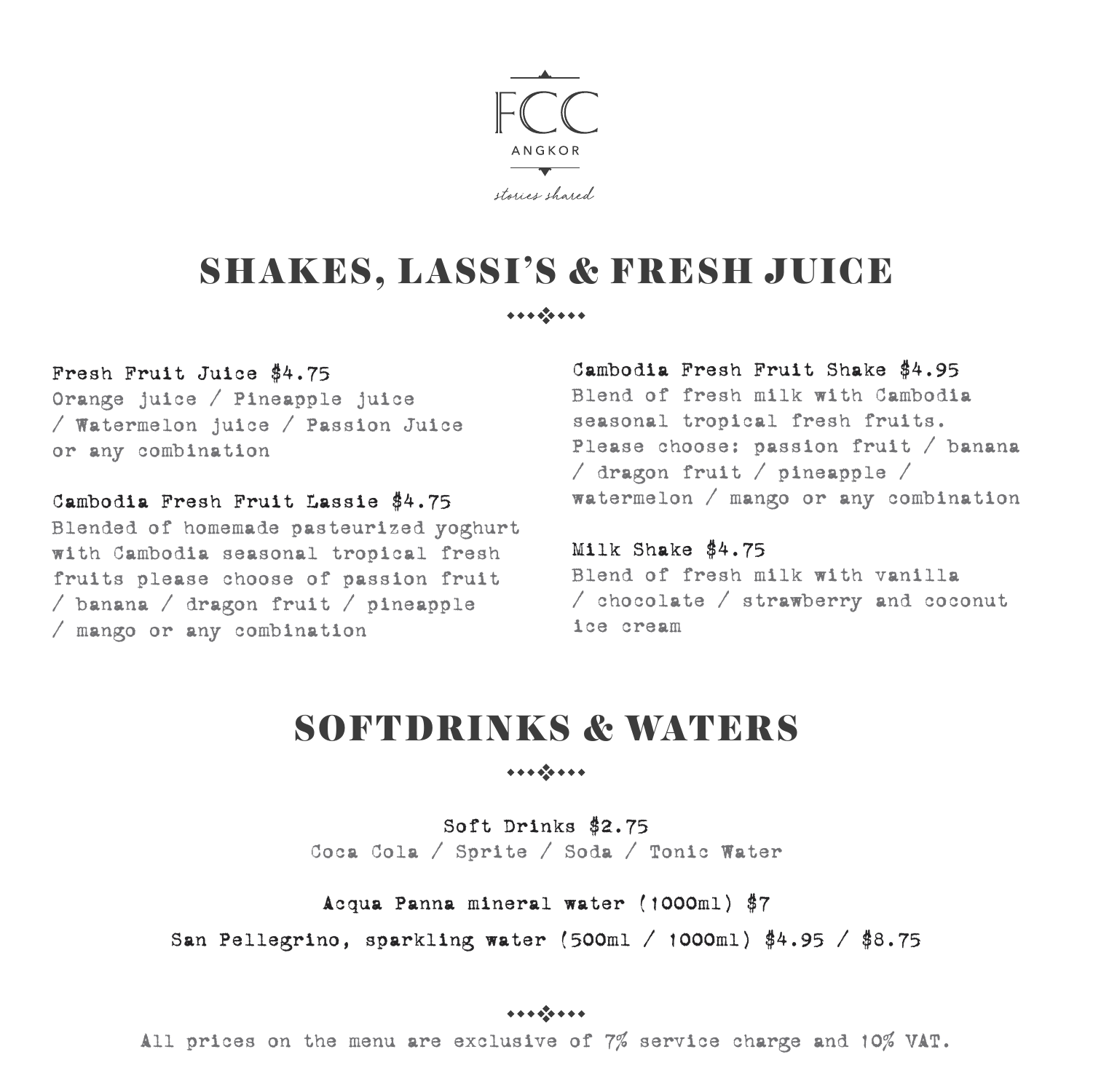FCC

ANGKOR

*stories shared*

# SHAKES, LASSI'S & FRESH JUICE

**Fresh Fruit Juice $4.75**
Orange juice / Pineapple juice / Watermelon juice / Passion Juice or any combination

**Cambodia Fresh Fruit Lassie $4.75**
Blended of homemade pasteurized yoghurt with Cambodia seasonal tropical fresh fruits please choose of passion fruit / banana / dragon fruit / pineapple / mango or any combination

**Cambodia Fresh Fruit Shake $4.95**
Blend of fresh milk with Cambodia seasonal tropical fresh fruits. Please choose: passion fruit / banana / dragon fruit / pineapple / watermelon / mango or any combination

**Milk Shake $4.75**
Blend of fresh milk with vanilla / chocolate / strawberry and coconut ice cream

# SOFTDRINKS & WATERS

**Soft Drinks $2.75**
Coca Cola / Sprite / Soda / Tonic Water

**Acqua Panna mineral water (1000ml) $7**

**San Pellegrino, sparkling water (500ml / 1000ml) $4.95 / $8.75**

All prices on the menu are exclusive of 7% service charge and 10% VAT.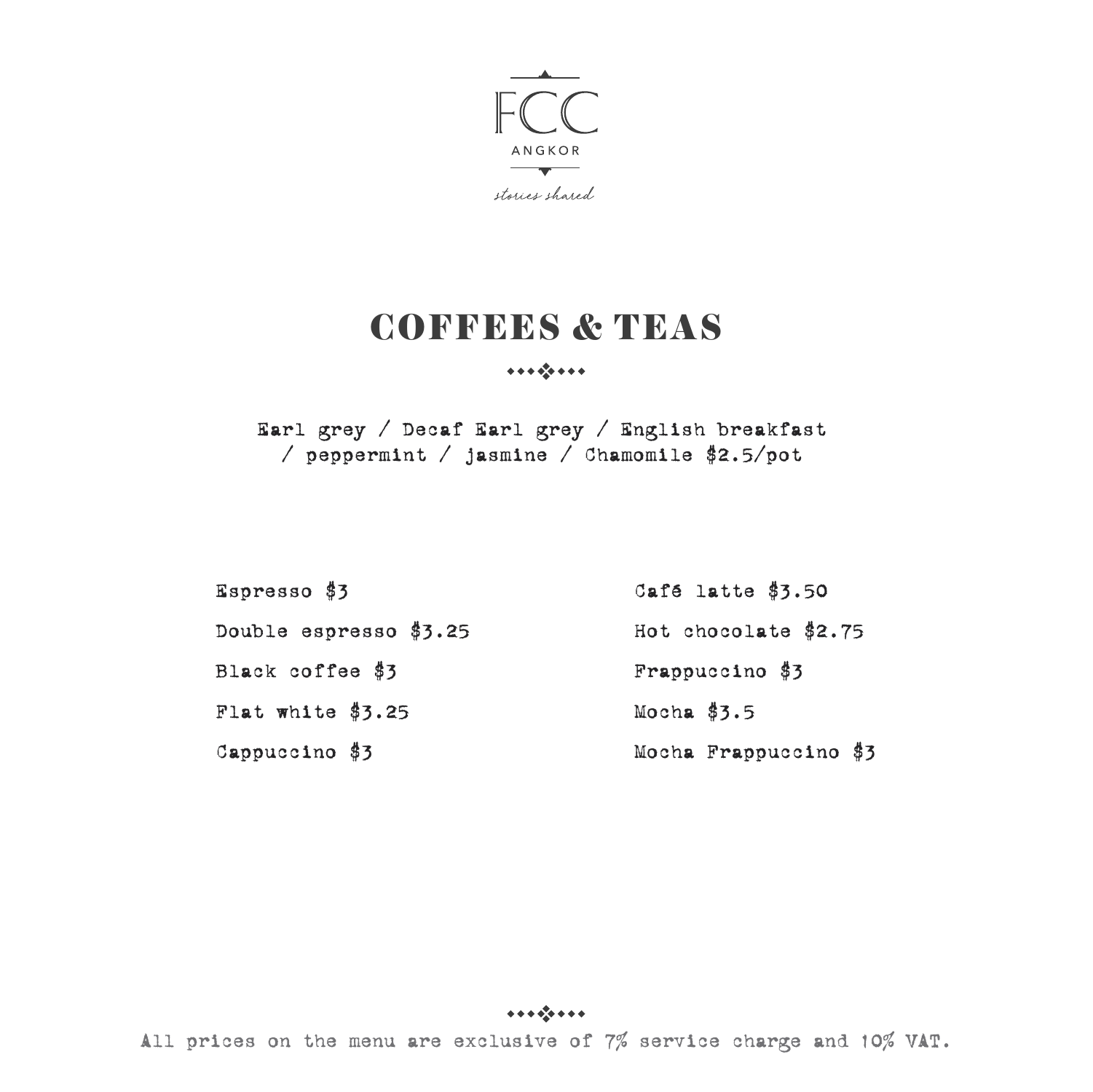FCC

ANGKOR

*stories shared*

# COFFEES & TEAS

Earl grey / Decaf Earl grey / English breakfast / peppermint / jasmine / Chamomile $2.5/pot

Espresso $3

Double espresso $3.25

Black coffee $3

Flat white $3.25

Cappuccino $3

Café latte $3.50

Hot chocolate $2.75

Frappuccino $3

Mocha $3.5

Mocha Frappuccino $3

All prices on the menu are exclusive of 7% service charge and 10% VAT.